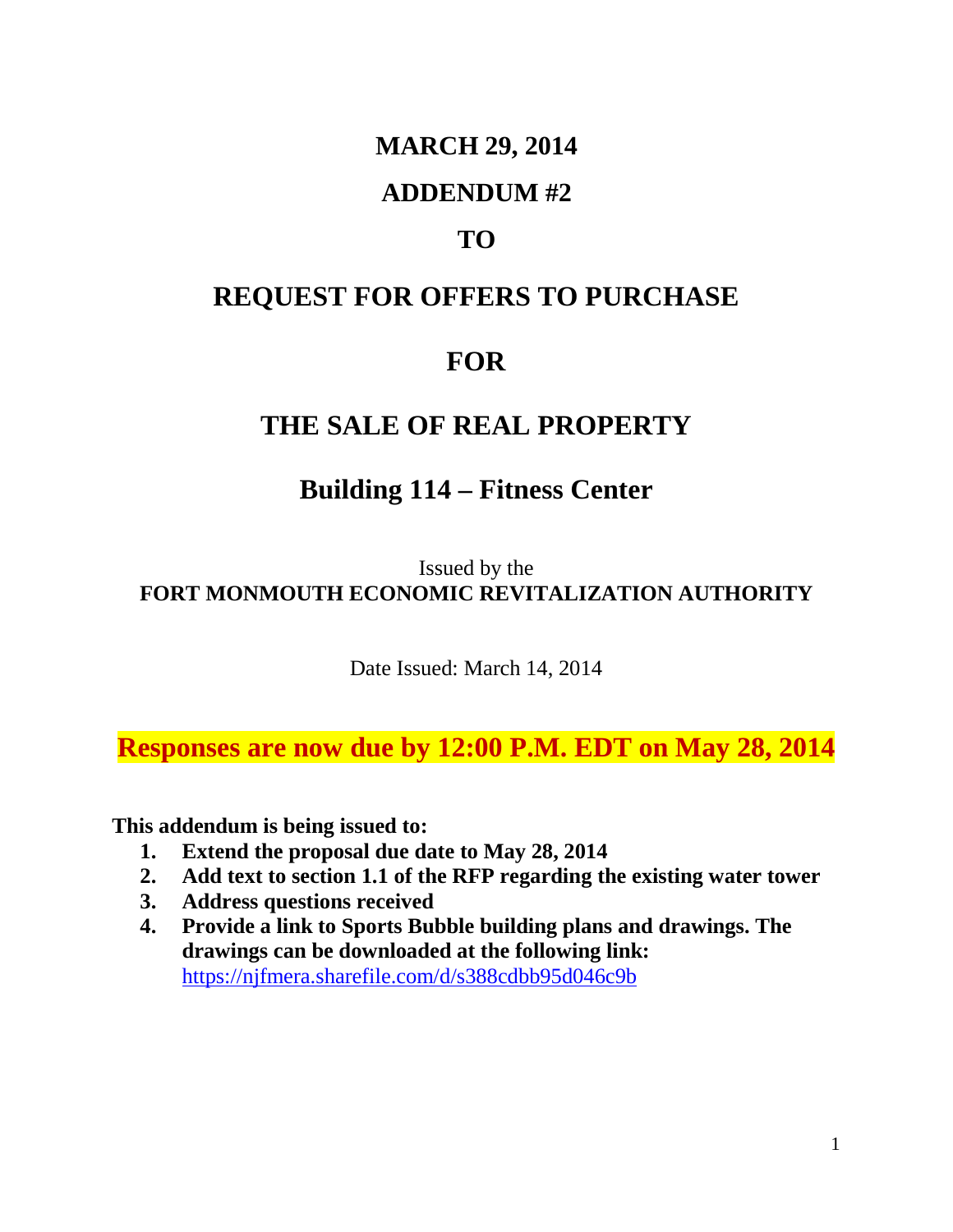# MARCH 29, 2014

# ADDENDUM #2

# TO

# REQUEST FOR OFFERS TO PURCHASE

# FOR

# THE SALE OF REAL PROPERTY

## Building 114 – Fitness Center

Issued by the
**FORT MONMOUTH ECONOMIC REVITALIZATION AUTHORITY**

Date Issued: March 14, 2014

**Responses are now due by 12:00 P.M. EDT on May 28, 2014**

**This addendum is being issued to:**

1. **Extend the proposal due date to May 28, 2014**
2. **Add text to section 1.1 of the RFP regarding the existing water tower**
3. **Address questions received**
4. **Provide a link to Sports Bubble building plans and drawings. The drawings can be downloaded at the following link:** https://njfmera.sharefile.com/d/s388cdbb95d046c9b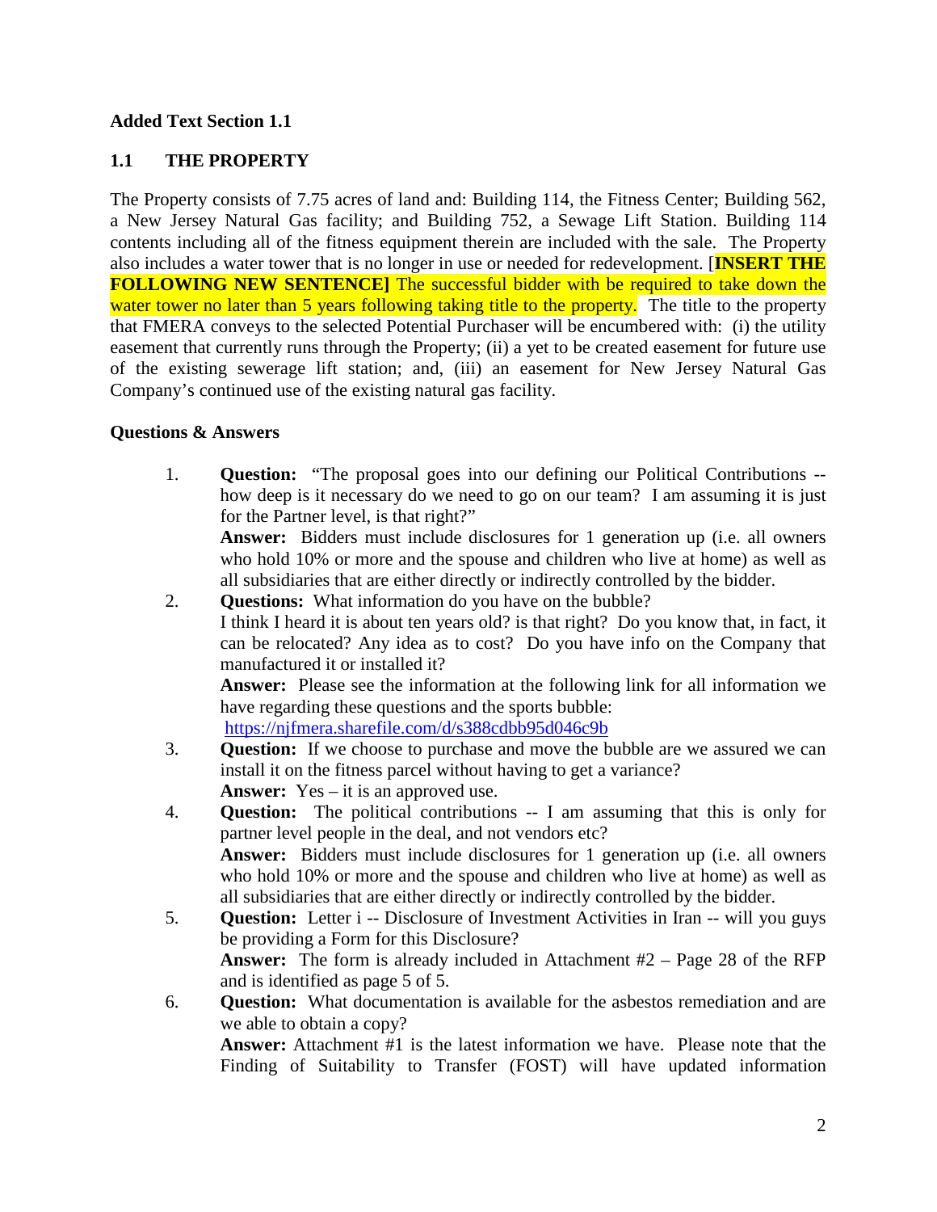**Added Text Section 1.1**

## 1.1 THE PROPERTY

The Property consists of 7.75 acres of land and: Building 114, the Fitness Center; Building 562, a New Jersey Natural Gas facility; and Building 752, a Sewage Lift Station. Building 114 contents including all of the fitness equipment therein are included with the sale. The Property also includes a water tower that is no longer in use or needed for redevelopment. [**INSERT THE FOLLOWING NEW SENTENCE]** The successful bidder with be required to take down the water tower no later than 5 years following taking title to the property. The title to the property that FMERA conveys to the selected Potential Purchaser will be encumbered with: (i) the utility easement that currently runs through the Property; (ii) a yet to be created easement for future use of the existing sewerage lift station; and, (iii) an easement for New Jersey Natural Gas Company's continued use of the existing natural gas facility.

**Questions & Answers**

1. **Question:** "The proposal goes into our defining our Political Contributions -- how deep is it necessary do we need to go on our team? I am assuming it is just for the Partner level, is that right?"
   **Answer:** Bidders must include disclosures for 1 generation up (i.e. all owners who hold 10% or more and the spouse and children who live at home) as well as all subsidiaries that are either directly or indirectly controlled by the bidder.
2. **Questions:** What information do you have on the bubble?
   I think I heard it is about ten years old? is that right? Do you know that, in fact, it can be relocated? Any idea as to cost? Do you have info on the Company that manufactured it or installed it?
   **Answer:** Please see the information at the following link for all information we have regarding these questions and the sports bubble:
   https://njfmera.sharefile.com/d/s388cdbb95d046c9b
3. **Question:** If we choose to purchase and move the bubble are we assured we can install it on the fitness parcel without having to get a variance?
   **Answer:** Yes – it is an approved use.
4. **Question:** The political contributions -- I am assuming that this is only for partner level people in the deal, and not vendors etc?
   **Answer:** Bidders must include disclosures for 1 generation up (i.e. all owners who hold 10% or more and the spouse and children who live at home) as well as all subsidiaries that are either directly or indirectly controlled by the bidder.
5. **Question:** Letter i -- Disclosure of Investment Activities in Iran -- will you guys be providing a Form for this Disclosure?
   **Answer:** The form is already included in Attachment #2 – Page 28 of the RFP and is identified as page 5 of 5.
6. **Question:** What documentation is available for the asbestos remediation and are we able to obtain a copy?
   **Answer:** Attachment #1 is the latest information we have. Please note that the Finding of Suitability to Transfer (FOST) will have updated information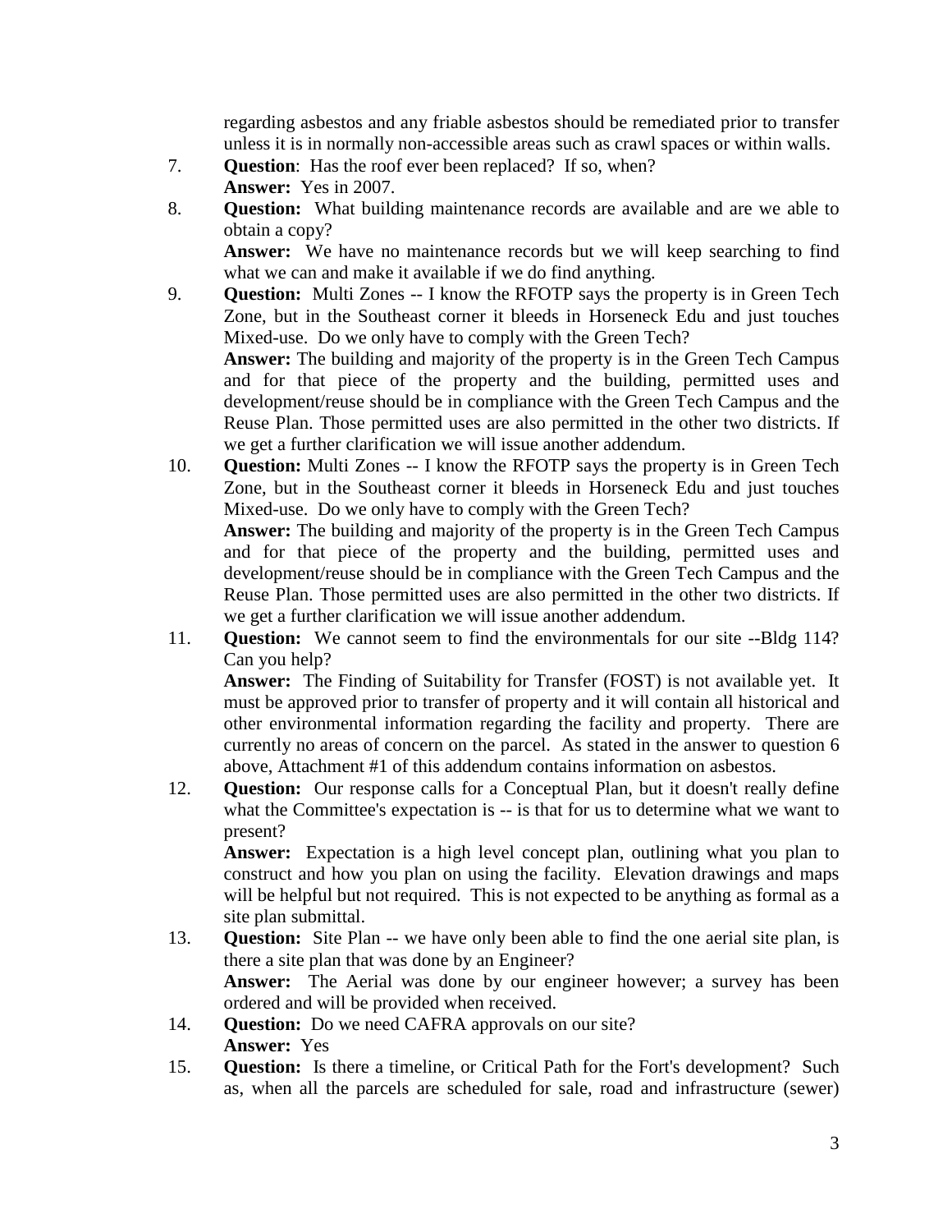regarding asbestos and any friable asbestos should be remediated prior to transfer unless it is in normally non-accessible areas such as crawl spaces or within walls.

7. **Question**: Has the roof ever been replaced? If so, when?
   **Answer:** Yes in 2007.
8. **Question:** What building maintenance records are available and are we able to obtain a copy?
   **Answer:** We have no maintenance records but we will keep searching to find what we can and make it available if we do find anything.
9. **Question:** Multi Zones -- I know the RFOTP says the property is in Green Tech Zone, but in the Southeast corner it bleeds in Horseneck Edu and just touches Mixed-use. Do we only have to comply with the Green Tech?
   **Answer:** The building and majority of the property is in the Green Tech Campus and for that piece of the property and the building, permitted uses and development/reuse should be in compliance with the Green Tech Campus and the Reuse Plan. Those permitted uses are also permitted in the other two districts. If we get a further clarification we will issue another addendum.
10. **Question:** Multi Zones -- I know the RFOTP says the property is in Green Tech Zone, but in the Southeast corner it bleeds in Horseneck Edu and just touches Mixed-use. Do we only have to comply with the Green Tech?
    **Answer:** The building and majority of the property is in the Green Tech Campus and for that piece of the property and the building, permitted uses and development/reuse should be in compliance with the Green Tech Campus and the Reuse Plan. Those permitted uses are also permitted in the other two districts. If we get a further clarification we will issue another addendum.
11. **Question:** We cannot seem to find the environmentals for our site --Bldg 114? Can you help?
    **Answer:** The Finding of Suitability for Transfer (FOST) is not available yet. It must be approved prior to transfer of property and it will contain all historical and other environmental information regarding the facility and property. There are currently no areas of concern on the parcel. As stated in the answer to question 6 above, Attachment #1 of this addendum contains information on asbestos.
12. **Question:** Our response calls for a Conceptual Plan, but it doesn't really define what the Committee's expectation is -- is that for us to determine what we want to present?
    **Answer:** Expectation is a high level concept plan, outlining what you plan to construct and how you plan on using the facility. Elevation drawings and maps will be helpful but not required. This is not expected to be anything as formal as a site plan submittal.
13. **Question:** Site Plan -- we have only been able to find the one aerial site plan, is there a site plan that was done by an Engineer?
    **Answer:** The Aerial was done by our engineer however; a survey has been ordered and will be provided when received.
14. **Question:** Do we need CAFRA approvals on our site?
    **Answer:** Yes
15. **Question:** Is there a timeline, or Critical Path for the Fort's development? Such as, when all the parcels are scheduled for sale, road and infrastructure (sewer)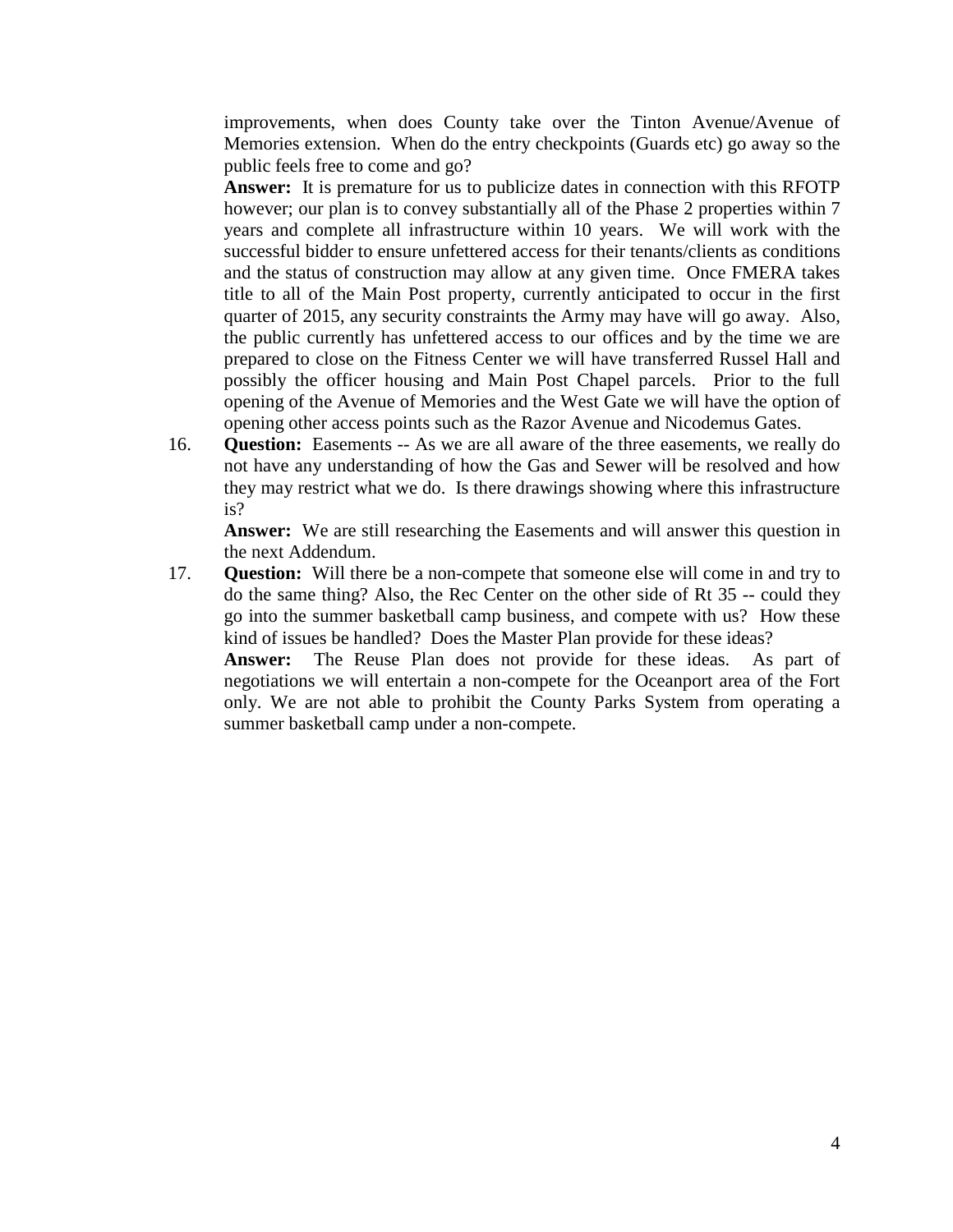improvements, when does County take over the Tinton Avenue/Avenue of Memories extension. When do the entry checkpoints (Guards etc) go away so the public feels free to come and go?

**Answer:** It is premature for us to publicize dates in connection with this RFOTP however; our plan is to convey substantially all of the Phase 2 properties within 7 years and complete all infrastructure within 10 years. We will work with the successful bidder to ensure unfettered access for their tenants/clients as conditions and the status of construction may allow at any given time. Once FMERA takes title to all of the Main Post property, currently anticipated to occur in the first quarter of 2015, any security constraints the Army may have will go away. Also, the public currently has unfettered access to our offices and by the time we are prepared to close on the Fitness Center we will have transferred Russel Hall and possibly the officer housing and Main Post Chapel parcels. Prior to the full opening of the Avenue of Memories and the West Gate we will have the option of opening other access points such as the Razor Avenue and Nicodemus Gates.

16. **Question:** Easements -- As we are all aware of the three easements, we really do not have any understanding of how the Gas and Sewer will be resolved and how they may restrict what we do. Is there drawings showing where this infrastructure is?

    **Answer:** We are still researching the Easements and will answer this question in the next Addendum.

17. **Question:** Will there be a non-compete that someone else will come in and try to do the same thing? Also, the Rec Center on the other side of Rt 35 -- could they go into the summer basketball camp business, and compete with us? How these kind of issues be handled? Does the Master Plan provide for these ideas?

    **Answer:** The Reuse Plan does not provide for these ideas. As part of negotiations we will entertain a non-compete for the Oceanport area of the Fort only. We are not able to prohibit the County Parks System from operating a summer basketball camp under a non-compete.